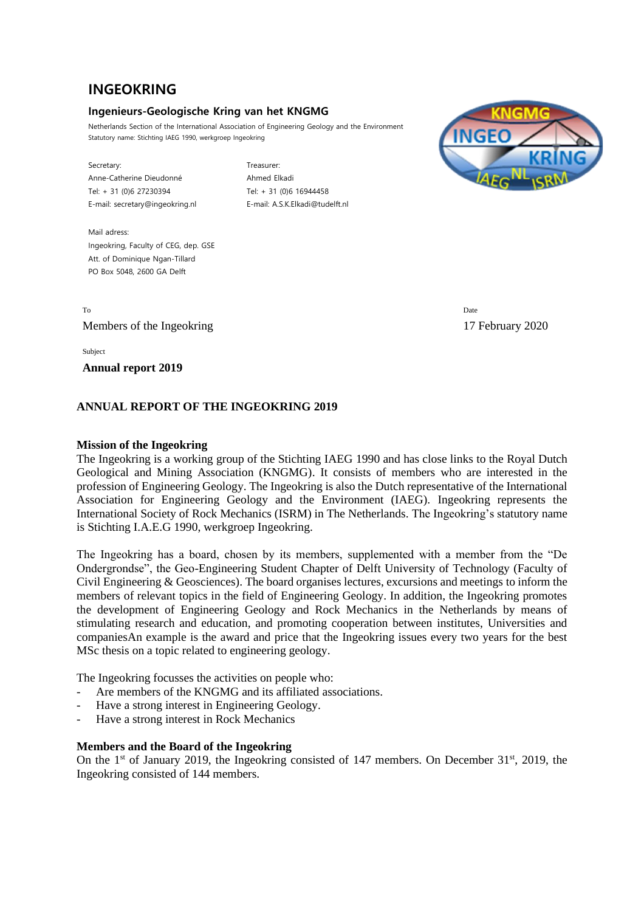# INGEOKRING

**Ingenieurs-Geologische Kring van het KNGMG**

Netherlands Section of the International Association of Engineering Geology and the Environment
Statutory name: Stichting IAEG 1990, werkgroep Ingeokring

Secretary:
Anne-Catherine Dieudonné
Tel: + 31 (0)6 27230394
E-mail: secretary@ingeokring.nl

Treasurer:
Ahmed Elkadi
Tel: + 31 (0)6 16944458
E-mail: A.S.K.Elkadi@tudelft.nl

Mail adress:
Ingeokring, Faculty of CEG, dep. GSE
Att. of Dominique Ngan-Tillard
PO Box 5048, 2600 GA Delft

To
Members of the Ingeokring

Date
17 February 2020

Subject
**Annual report 2019**

**ANNUAL REPORT OF THE INGEOKRING 2019**

**Mission of the Ingeokring**

The Ingeokring is a working group of the Stichting IAEG 1990 and has close links to the Royal Dutch Geological and Mining Association (KNGMG). It consists of members who are interested in the profession of Engineering Geology. The Ingeokring is also the Dutch representative of the International Association for Engineering Geology and the Environment (IAEG). Ingeokring represents the International Society of Rock Mechanics (ISRM) in The Netherlands. The Ingeokring's statutory name is Stichting I.A.E.G 1990, werkgroep Ingeokring.

The Ingeokring has a board, chosen by its members, supplemented with a member from the "De Ondergrondse", the Geo-Engineering Student Chapter of Delft University of Technology (Faculty of Civil Engineering & Geosciences). The board organises lectures, excursions and meetings to inform the members of relevant topics in the field of Engineering Geology. In addition, the Ingeokring promotes the development of Engineering Geology and Rock Mechanics in the Netherlands by means of stimulating research and education, and promoting cooperation between institutes, Universities and companiesAn example is the award and price that the Ingeokring issues every two years for the best MSc thesis on a topic related to engineering geology.

The Ingeokring focusses the activities on people who:

- Are members of the KNGMG and its affiliated associations.
- Have a strong interest in Engineering Geology.
- Have a strong interest in Rock Mechanics

**Members and the Board of the Ingeokring**

On the 1st of January 2019, the Ingeokring consisted of 147 members. On December 31st, 2019, the Ingeokring consisted of 144 members.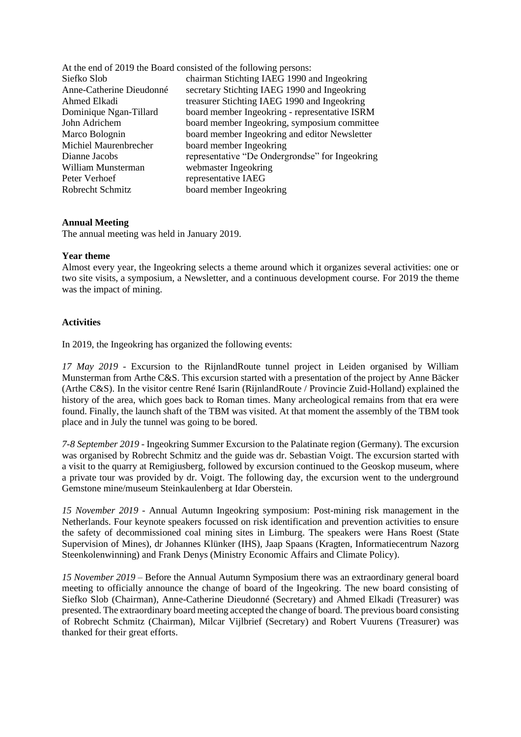At the end of 2019 the Board consisted of the following persons:

| | |
|---|---|
| Siefko Slob | chairman Stichting IAEG 1990 and Ingeokring |
| Anne-Catherine Dieudonné | secretary Stichting IAEG 1990 and Ingeokring |
| Ahmed Elkadi | treasurer Stichting IAEG 1990 and Ingeokring |
| Dominique Ngan-Tillard | board member Ingeokring - representative ISRM |
| John Adrichem | board member Ingeokring, symposium committee |
| Marco Bolognin | board member Ingeokring and editor Newsletter |
| Michiel Maurenbrecher | board member Ingeokring |
| Dianne Jacobs | representative "De Ondergrondse" for Ingeokring |
| William Munsterman | webmaster Ingeokring |
| Peter Verhoef | representative IAEG |
| Robrecht Schmitz | board member Ingeokring |

**Annual Meeting**

The annual meeting was held in January 2019.

**Year theme**

Almost every year, the Ingeokring selects a theme around which it organizes several activities: one or two site visits, a symposium, a Newsletter, and a continuous development course. For 2019 the theme was the impact of mining.

**Activities**

In 2019, the Ingeokring has organized the following events:

*17 May 2019* - Excursion to the RijnlandRoute tunnel project in Leiden organised by William Munsterman from Arthe C&S. This excursion started with a presentation of the project by Anne Bäcker (Arthe C&S). In the visitor centre René Isarin (RijnlandRoute / Provincie Zuid-Holland) explained the history of the area, which goes back to Roman times. Many archeological remains from that era were found. Finally, the launch shaft of the TBM was visited. At that moment the assembly of the TBM took place and in July the tunnel was going to be bored.

*7-8 September 2019* - Ingeokring Summer Excursion to the Palatinate region (Germany). The excursion was organised by Robrecht Schmitz and the guide was dr. Sebastian Voigt. The excursion started with a visit to the quarry at Remigiusberg, followed by excursion continued to the Geoskop museum, where a private tour was provided by dr. Voigt. The following day, the excursion went to the underground Gemstone mine/museum Steinkaulenberg at Idar Oberstein.

*15 November 2019* - Annual Autumn Ingeokring symposium: Post-mining risk management in the Netherlands. Four keynote speakers focussed on risk identification and prevention activities to ensure the safety of decommissioned coal mining sites in Limburg. The speakers were Hans Roest (State Supervision of Mines), dr Johannes Klünker (IHS), Jaap Spaans (Kragten, Informatiecentrum Nazorg Steenkolenwinning) and Frank Denys (Ministry Economic Affairs and Climate Policy).

*15 November 2019* – Before the Annual Autumn Symposium there was an extraordinary general board meeting to officially announce the change of board of the Ingeokring. The new board consisting of Siefko Slob (Chairman), Anne-Catherine Dieudonné (Secretary) and Ahmed Elkadi (Treasurer) was presented. The extraordinary board meeting accepted the change of board. The previous board consisting of Robrecht Schmitz (Chairman), Milcar Vijlbrief (Secretary) and Robert Vuurens (Treasurer) was thanked for their great efforts.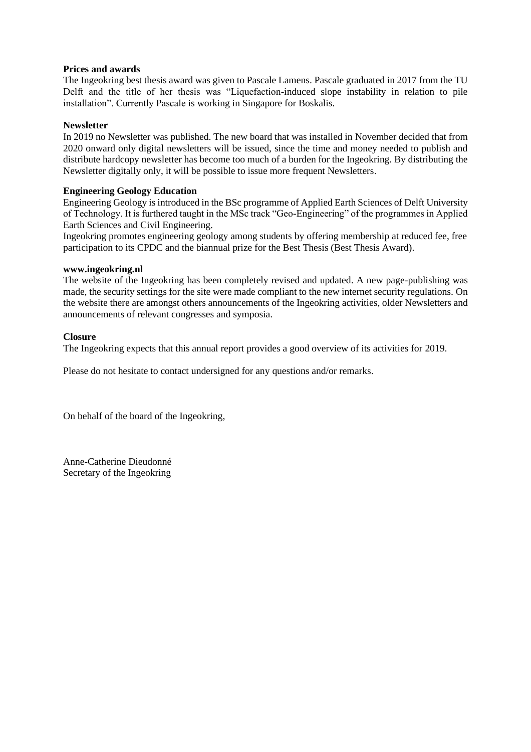**Prices and awards**

The Ingeokring best thesis award was given to Pascale Lamens. Pascale graduated in 2017 from the TU Delft and the title of her thesis was "Liquefaction-induced slope instability in relation to pile installation". Currently Pascale is working in Singapore for Boskalis.

**Newsletter**

In 2019 no Newsletter was published. The new board that was installed in November decided that from 2020 onward only digital newsletters will be issued, since the time and money needed to publish and distribute hardcopy newsletter has become too much of a burden for the Ingeokring. By distributing the Newsletter digitally only, it will be possible to issue more frequent Newsletters.

**Engineering Geology Education**

Engineering Geology is introduced in the BSc programme of Applied Earth Sciences of Delft University of Technology. It is furthered taught in the MSc track "Geo-Engineering" of the programmes in Applied Earth Sciences and Civil Engineering.

Ingeokring promotes engineering geology among students by offering membership at reduced fee, free participation to its CPDC and the biannual prize for the Best Thesis (Best Thesis Award).

**www.ingeokring.nl**

The website of the Ingeokring has been completely revised and updated. A new page-publishing was made, the security settings for the site were made compliant to the new internet security regulations. On the website there are amongst others announcements of the Ingeokring activities, older Newsletters and announcements of relevant congresses and symposia.

**Closure**

The Ingeokring expects that this annual report provides a good overview of its activities for 2019.

Please do not hesitate to contact undersigned for any questions and/or remarks.

On behalf of the board of the Ingeokring,

Anne-Catherine Dieudonné
Secretary of the Ingeokring